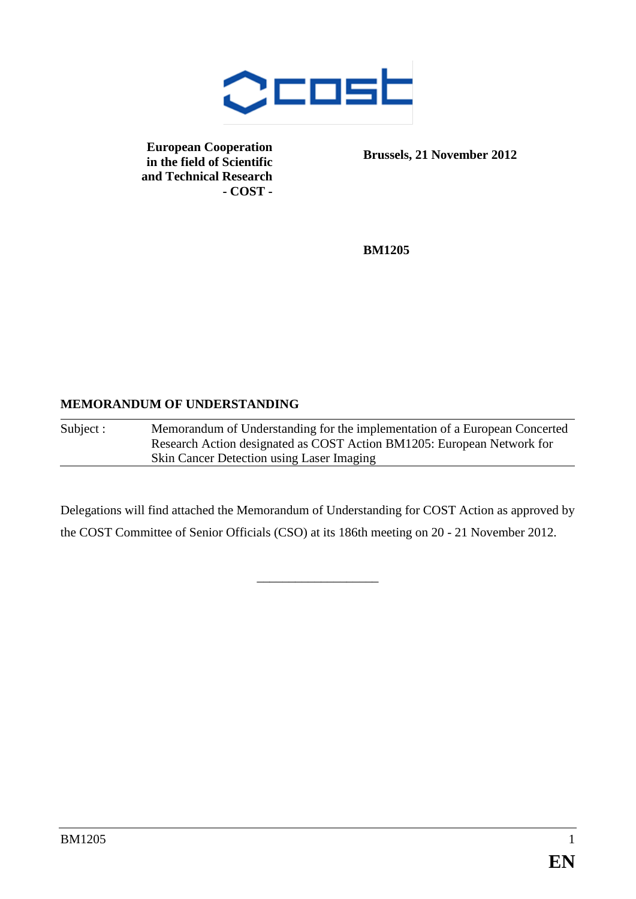**European Cooperation in the field of Scientific and Technical Research - COST -**

**Brussels, 21 November 2012**

**BM1205**

**MEMORANDUM OF UNDERSTANDING**

| Subject : | Memorandum of Understanding for the implementation of a European Concerted Research Action designated as COST Action BM1205: European Network for Skin Cancer Detection using Laser Imaging |
|---|---|

Delegations will find attached the Memorandum of Understanding for COST Action as approved by the COST Committee of Senior Officials (CSO) at its 186th meeting on 20 - 21 November 2012.

---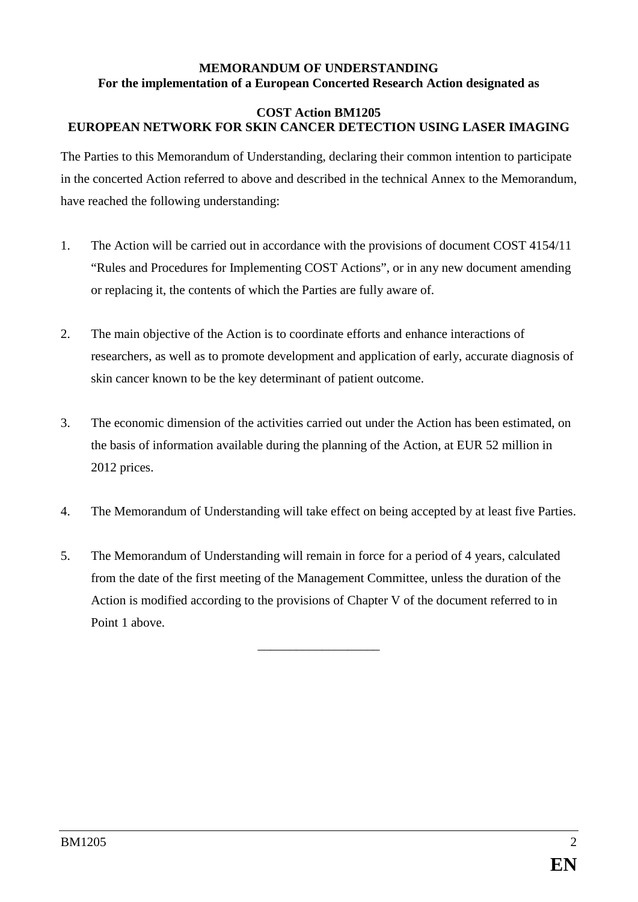**MEMORANDUM OF UNDERSTANDING**
**For the implementation of a European Concerted Research Action designated as**

**COST Action BM1205**
**EUROPEAN NETWORK FOR SKIN CANCER DETECTION USING LASER IMAGING**

The Parties to this Memorandum of Understanding, declaring their common intention to participate in the concerted Action referred to above and described in the technical Annex to the Memorandum, have reached the following understanding:

1. The Action will be carried out in accordance with the provisions of document COST 4154/11 "Rules and Procedures for Implementing COST Actions", or in any new document amending or replacing it, the contents of which the Parties are fully aware of.

2. The main objective of the Action is to coordinate efforts and enhance interactions of researchers, as well as to promote development and application of early, accurate diagnosis of skin cancer known to be the key determinant of patient outcome.

3. The economic dimension of the activities carried out under the Action has been estimated, on the basis of information available during the planning of the Action, at EUR 52 million in 2012 prices.

4. The Memorandum of Understanding will take effect on being accepted by at least five Parties.

5. The Memorandum of Understanding will remain in force for a period of 4 years, calculated from the date of the first meeting of the Management Committee, unless the duration of the Action is modified according to the provisions of Chapter V of the document referred to in Point 1 above.

___________________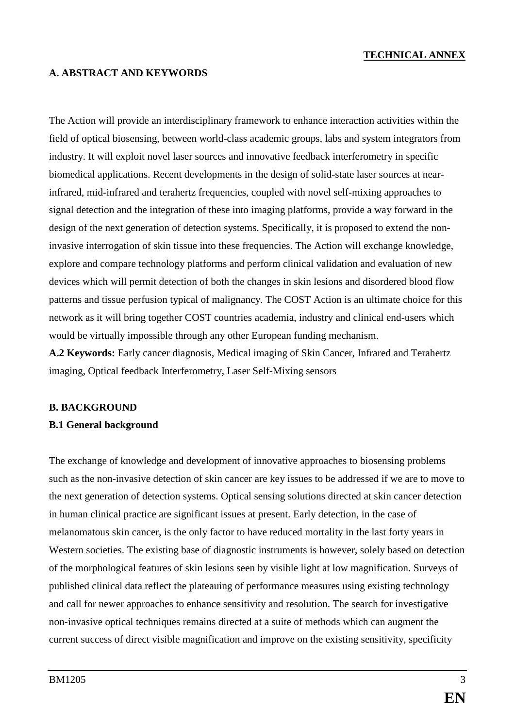**TECHNICAL ANNEX**

## A. ABSTRACT AND KEYWORDS

The Action will provide an interdisciplinary framework to enhance interaction activities within the field of optical biosensing, between world-class academic groups, labs and system integrators from industry. It will exploit novel laser sources and innovative feedback interferometry in specific biomedical applications. Recent developments in the design of solid-state laser sources at near-infrared, mid-infrared and terahertz frequencies, coupled with novel self-mixing approaches to signal detection and the integration of these into imaging platforms, provide a way forward in the design of the next generation of detection systems. Specifically, it is proposed to extend the non-invasive interrogation of skin tissue into these frequencies. The Action will exchange knowledge, explore and compare technology platforms and perform clinical validation and evaluation of new devices which will permit detection of both the changes in skin lesions and disordered blood flow patterns and tissue perfusion typical of malignancy. The COST Action is an ultimate choice for this network as it will bring together COST countries academia, industry and clinical end-users which would be virtually impossible through any other European funding mechanism.

**A.2 Keywords:** Early cancer diagnosis, Medical imaging of Skin Cancer, Infrared and Terahertz imaging, Optical feedback Interferometry, Laser Self-Mixing sensors

## B. BACKGROUND

### B.1 General background

The exchange of knowledge and development of innovative approaches to biosensing problems such as the non-invasive detection of skin cancer are key issues to be addressed if we are to move to the next generation of detection systems. Optical sensing solutions directed at skin cancer detection in human clinical practice are significant issues at present. Early detection, in the case of melanomatous skin cancer, is the only factor to have reduced mortality in the last forty years in Western societies. The existing base of diagnostic instruments is however, solely based on detection of the morphological features of skin lesions seen by visible light at low magnification. Surveys of published clinical data reflect the plateauing of performance measures using existing technology and call for newer approaches to enhance sensitivity and resolution. The search for investigative non-invasive optical techniques remains directed at a suite of methods which can augment the current success of direct visible magnification and improve on the existing sensitivity, specificity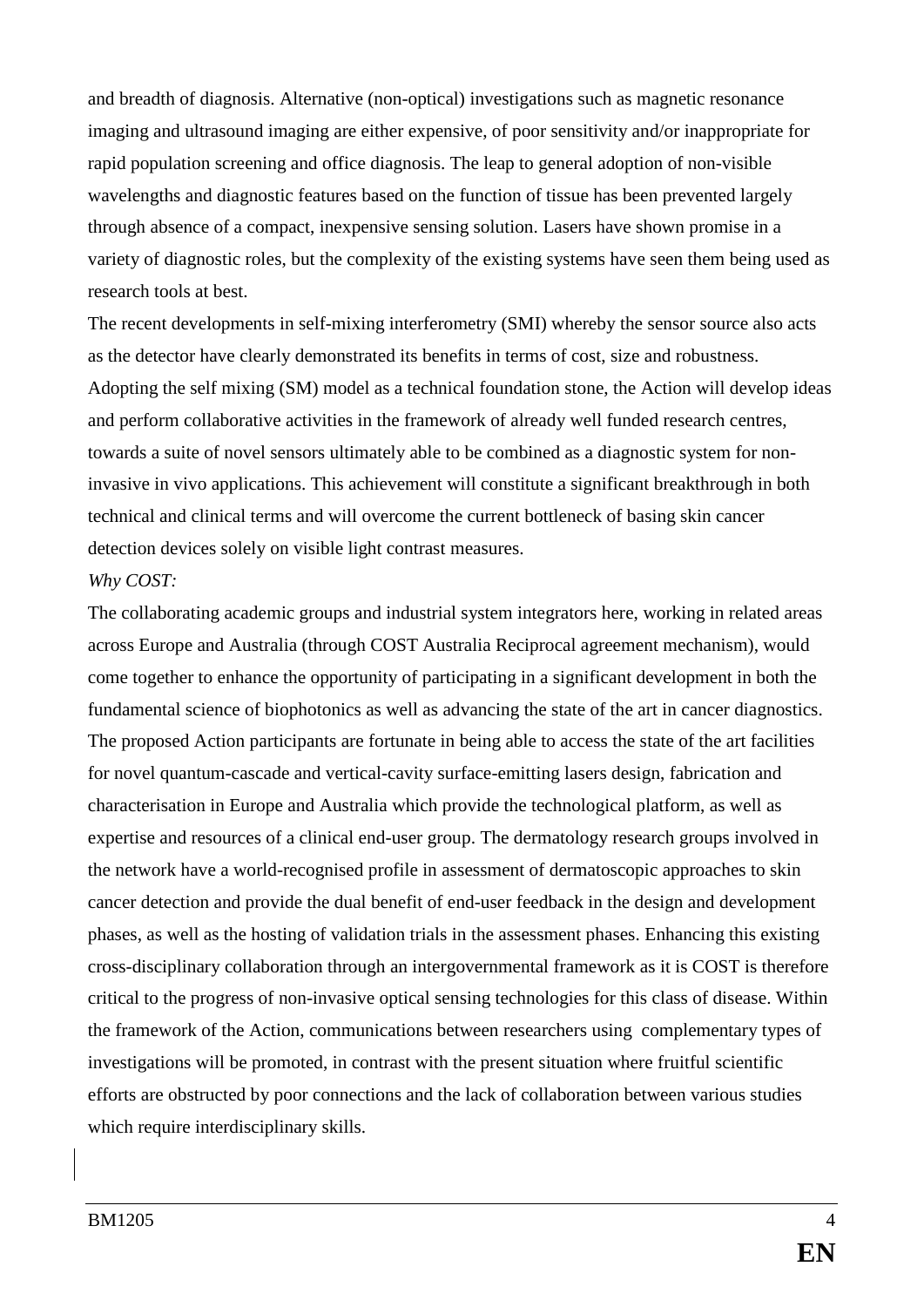and breadth of diagnosis. Alternative (non-optical) investigations such as magnetic resonance imaging and ultrasound imaging are either expensive, of poor sensitivity and/or inappropriate for rapid population screening and office diagnosis. The leap to general adoption of non-visible wavelengths and diagnostic features based on the function of tissue has been prevented largely through absence of a compact, inexpensive sensing solution. Lasers have shown promise in a variety of diagnostic roles, but the complexity of the existing systems have seen them being used as research tools at best.

The recent developments in self-mixing interferometry (SMI) whereby the sensor source also acts as the detector have clearly demonstrated its benefits in terms of cost, size and robustness. Adopting the self mixing (SM) model as a technical foundation stone, the Action will develop ideas and perform collaborative activities in the framework of already well funded research centres, towards a suite of novel sensors ultimately able to be combined as a diagnostic system for non-invasive in vivo applications. This achievement will constitute a significant breakthrough in both technical and clinical terms and will overcome the current bottleneck of basing skin cancer detection devices solely on visible light contrast measures.

*Why COST:*

The collaborating academic groups and industrial system integrators here, working in related areas across Europe and Australia (through COST Australia Reciprocal agreement mechanism), would come together to enhance the opportunity of participating in a significant development in both the fundamental science of biophotonics as well as advancing the state of the art in cancer diagnostics. The proposed Action participants are fortunate in being able to access the state of the art facilities for novel quantum-cascade and vertical-cavity surface-emitting lasers design, fabrication and characterisation in Europe and Australia which provide the technological platform, as well as expertise and resources of a clinical end-user group. The dermatology research groups involved in the network have a world-recognised profile in assessment of dermatoscopic approaches to skin cancer detection and provide the dual benefit of end-user feedback in the design and development phases, as well as the hosting of validation trials in the assessment phases. Enhancing this existing cross-disciplinary collaboration through an intergovernmental framework as it is COST is therefore critical to the progress of non-invasive optical sensing technologies for this class of disease. Within the framework of the Action, communications between researchers using complementary types of investigations will be promoted, in contrast with the present situation where fruitful scientific efforts are obstructed by poor connections and the lack of collaboration between various studies which require interdisciplinary skills.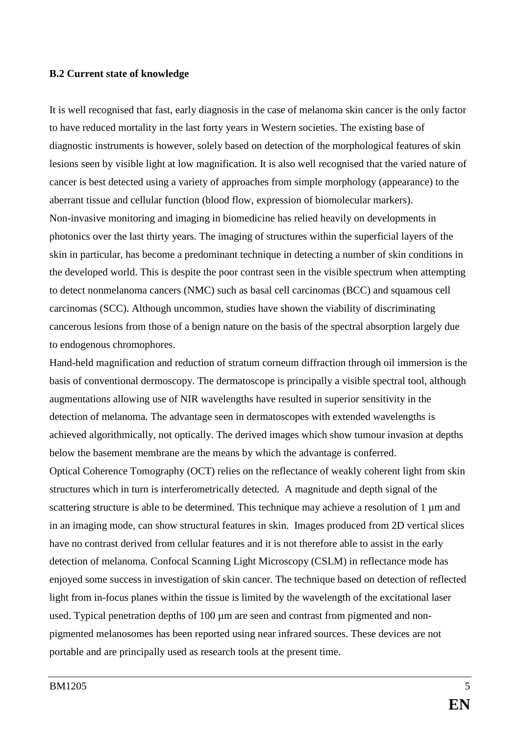**B.2 Current state of knowledge**

It is well recognised that fast, early diagnosis in the case of melanoma skin cancer is the only factor to have reduced mortality in the last forty years in Western societies. The existing base of diagnostic instruments is however, solely based on detection of the morphological features of skin lesions seen by visible light at low magnification. It is also well recognised that the varied nature of cancer is best detected using a variety of approaches from simple morphology (appearance) to the aberrant tissue and cellular function (blood flow, expression of biomolecular markers).

Non-invasive monitoring and imaging in biomedicine has relied heavily on developments in photonics over the last thirty years. The imaging of structures within the superficial layers of the skin in particular, has become a predominant technique in detecting a number of skin conditions in the developed world. This is despite the poor contrast seen in the visible spectrum when attempting to detect nonmelanoma cancers (NMC) such as basal cell carcinomas (BCC) and squamous cell carcinomas (SCC). Although uncommon, studies have shown the viability of discriminating cancerous lesions from those of a benign nature on the basis of the spectral absorption largely due to endogenous chromophores.

Hand-held magnification and reduction of stratum corneum diffraction through oil immersion is the basis of conventional dermoscopy. The dermatoscope is principally a visible spectral tool, although augmentations allowing use of NIR wavelengths have resulted in superior sensitivity in the detection of melanoma. The advantage seen in dermatoscopes with extended wavelengths is achieved algorithmically, not optically. The derived images which show tumour invasion at depths below the basement membrane are the means by which the advantage is conferred.

Optical Coherence Tomography (OCT) relies on the reflectance of weakly coherent light from skin structures which in turn is interferometrically detected. A magnitude and depth signal of the scattering structure is able to be determined. This technique may achieve a resolution of 1 µm and in an imaging mode, can show structural features in skin. Images produced from 2D vertical slices have no contrast derived from cellular features and it is not therefore able to assist in the early detection of melanoma. Confocal Scanning Light Microscopy (CSLM) in reflectance mode has enjoyed some success in investigation of skin cancer. The technique based on detection of reflected light from in-focus planes within the tissue is limited by the wavelength of the excitational laser used. Typical penetration depths of 100 µm are seen and contrast from pigmented and non-pigmented melanosomes has been reported using near infrared sources. These devices are not portable and are principally used as research tools at the present time.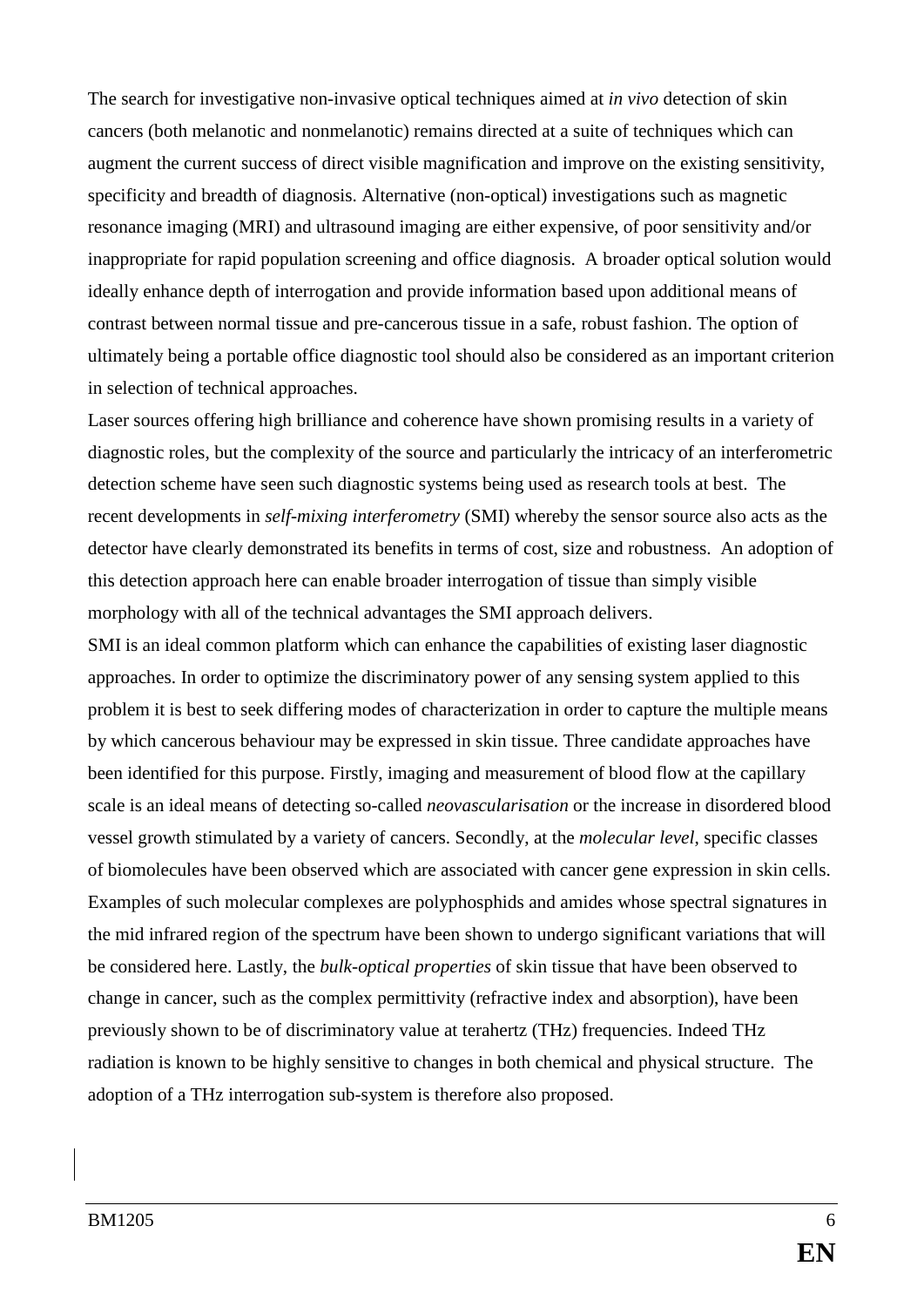The search for investigative non-invasive optical techniques aimed at *in vivo* detection of skin cancers (both melanotic and nonmelanotic) remains directed at a suite of techniques which can augment the current success of direct visible magnification and improve on the existing sensitivity, specificity and breadth of diagnosis. Alternative (non-optical) investigations such as magnetic resonance imaging (MRI) and ultrasound imaging are either expensive, of poor sensitivity and/or inappropriate for rapid population screening and office diagnosis. A broader optical solution would ideally enhance depth of interrogation and provide information based upon additional means of contrast between normal tissue and pre-cancerous tissue in a safe, robust fashion. The option of ultimately being a portable office diagnostic tool should also be considered as an important criterion in selection of technical approaches.

Laser sources offering high brilliance and coherence have shown promising results in a variety of diagnostic roles, but the complexity of the source and particularly the intricacy of an interferometric detection scheme have seen such diagnostic systems being used as research tools at best. The recent developments in *self-mixing interferometry* (SMI) whereby the sensor source also acts as the detector have clearly demonstrated its benefits in terms of cost, size and robustness. An adoption of this detection approach here can enable broader interrogation of tissue than simply visible morphology with all of the technical advantages the SMI approach delivers.

SMI is an ideal common platform which can enhance the capabilities of existing laser diagnostic approaches. In order to optimize the discriminatory power of any sensing system applied to this problem it is best to seek differing modes of characterization in order to capture the multiple means by which cancerous behaviour may be expressed in skin tissue. Three candidate approaches have been identified for this purpose. Firstly, imaging and measurement of blood flow at the capillary scale is an ideal means of detecting so-called *neovascularisation* or the increase in disordered blood vessel growth stimulated by a variety of cancers. Secondly, at the *molecular level*, specific classes of biomolecules have been observed which are associated with cancer gene expression in skin cells. Examples of such molecular complexes are polyphosphids and amides whose spectral signatures in the mid infrared region of the spectrum have been shown to undergo significant variations that will be considered here. Lastly, the *bulk-optical properties* of skin tissue that have been observed to change in cancer, such as the complex permittivity (refractive index and absorption), have been previously shown to be of discriminatory value at terahertz (THz) frequencies. Indeed THz radiation is known to be highly sensitive to changes in both chemical and physical structure. The adoption of a THz interrogation sub-system is therefore also proposed.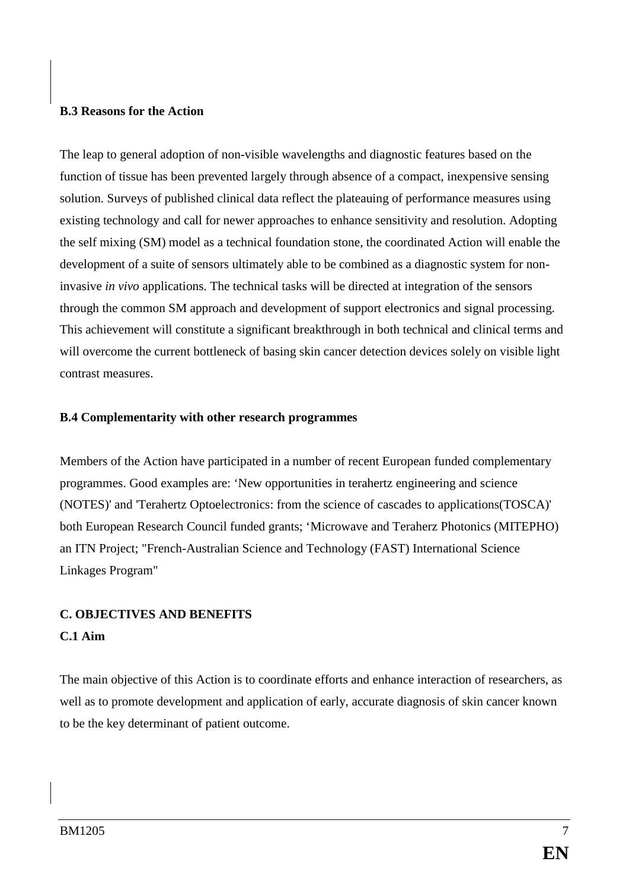**B.3 Reasons for the Action**

The leap to general adoption of non-visible wavelengths and diagnostic features based on the function of tissue has been prevented largely through absence of a compact, inexpensive sensing solution. Surveys of published clinical data reflect the plateauing of performance measures using existing technology and call for newer approaches to enhance sensitivity and resolution. Adopting the self mixing (SM) model as a technical foundation stone, the coordinated Action will enable the development of a suite of sensors ultimately able to be combined as a diagnostic system for non-invasive *in vivo* applications. The technical tasks will be directed at integration of the sensors through the common SM approach and development of support electronics and signal processing. This achievement will constitute a significant breakthrough in both technical and clinical terms and will overcome the current bottleneck of basing skin cancer detection devices solely on visible light contrast measures.

**B.4 Complementarity with other research programmes**

Members of the Action have participated in a number of recent European funded complementary programmes. Good examples are: 'New opportunities in terahertz engineering and science (NOTES)' and 'Terahertz Optoelectronics: from the science of cascades to applications(TOSCA)' both European Research Council funded grants; 'Microwave and Teraherz Photonics (MITEPHO) an ITN Project; "French-Australian Science and Technology (FAST) International Science Linkages Program"

**C. OBJECTIVES AND BENEFITS**

**C.1 Aim**

The main objective of this Action is to coordinate efforts and enhance interaction of researchers, as well as to promote development and application of early, accurate diagnosis of skin cancer known to be the key determinant of patient outcome.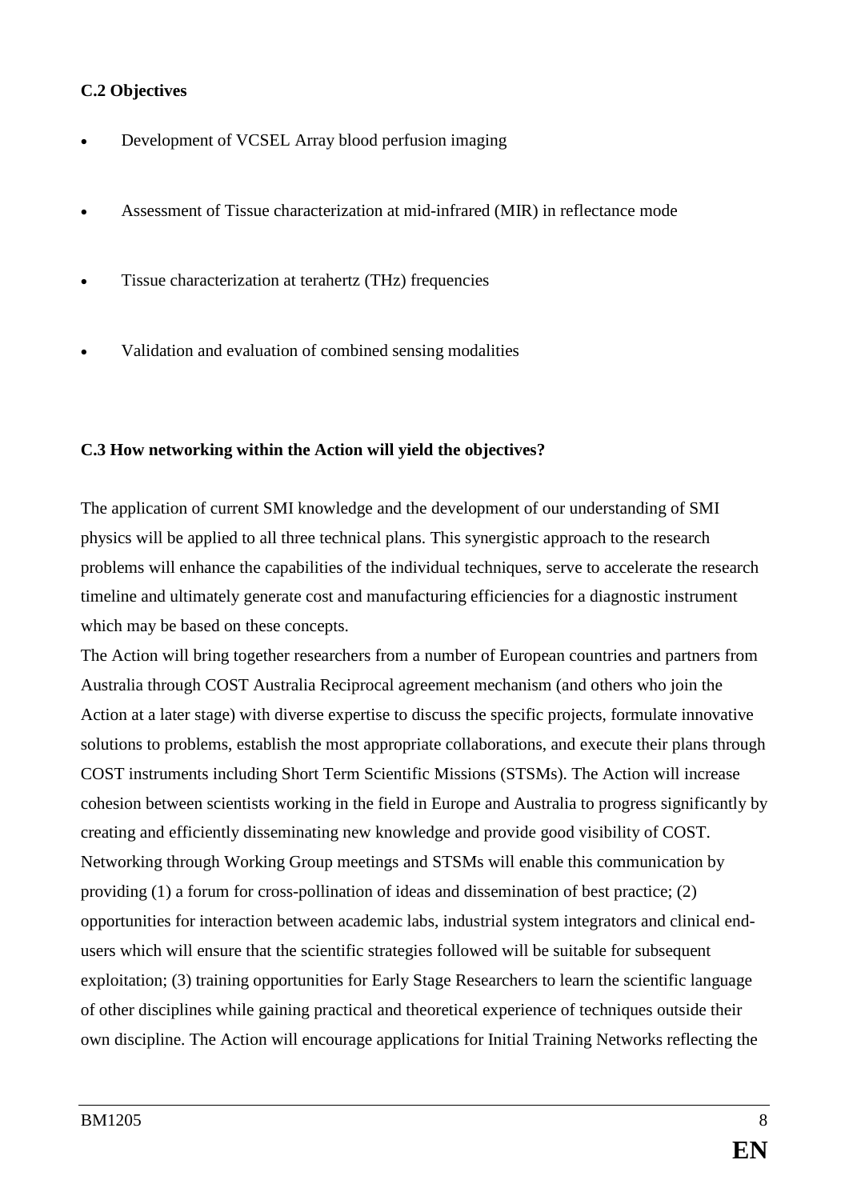**C.2 Objectives**

- Development of VCSEL Array blood perfusion imaging
- Assessment of Tissue characterization at mid-infrared (MIR) in reflectance mode
- Tissue characterization at terahertz (THz) frequencies
- Validation and evaluation of combined sensing modalities

**C.3 How networking within the Action will yield the objectives?**

The application of current SMI knowledge and the development of our understanding of SMI physics will be applied to all three technical plans. This synergistic approach to the research problems will enhance the capabilities of the individual techniques, serve to accelerate the research timeline and ultimately generate cost and manufacturing efficiencies for a diagnostic instrument which may be based on these concepts.

The Action will bring together researchers from a number of European countries and partners from Australia through COST Australia Reciprocal agreement mechanism (and others who join the Action at a later stage) with diverse expertise to discuss the specific projects, formulate innovative solutions to problems, establish the most appropriate collaborations, and execute their plans through COST instruments including Short Term Scientific Missions (STSMs). The Action will increase cohesion between scientists working in the field in Europe and Australia to progress significantly by creating and efficiently disseminating new knowledge and provide good visibility of COST. Networking through Working Group meetings and STSMs will enable this communication by providing (1) a forum for cross-pollination of ideas and dissemination of best practice; (2) opportunities for interaction between academic labs, industrial system integrators and clinical end-users which will ensure that the scientific strategies followed will be suitable for subsequent exploitation; (3) training opportunities for Early Stage Researchers to learn the scientific language of other disciplines while gaining practical and theoretical experience of techniques outside their own discipline. The Action will encourage applications for Initial Training Networks reflecting the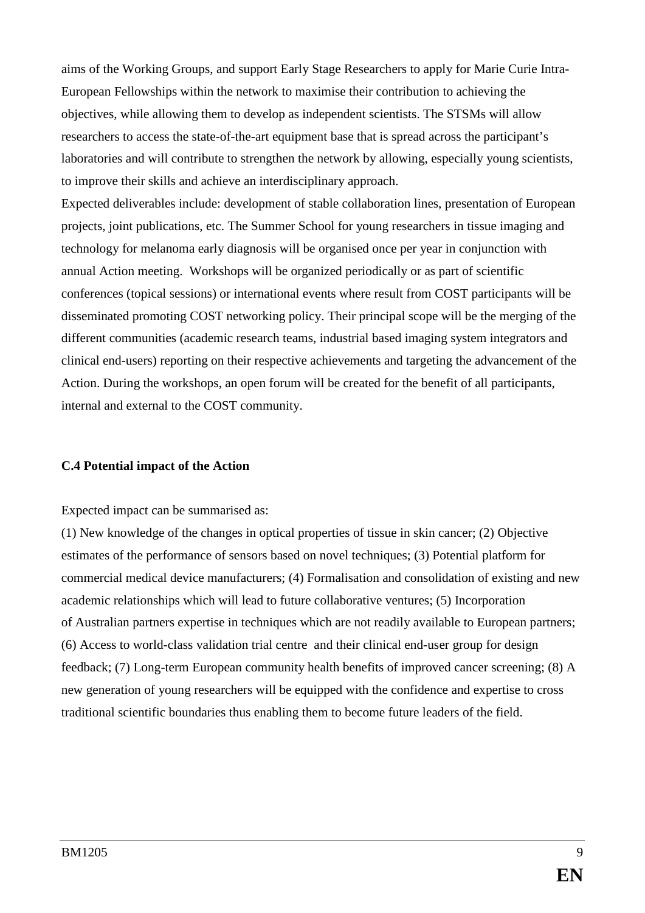aims of the Working Groups, and support Early Stage Researchers to apply for Marie Curie Intra-European Fellowships within the network to maximise their contribution to achieving the objectives, while allowing them to develop as independent scientists. The STSMs will allow researchers to access the state-of-the-art equipment base that is spread across the participant's laboratories and will contribute to strengthen the network by allowing, especially young scientists, to improve their skills and achieve an interdisciplinary approach.

Expected deliverables include: development of stable collaboration lines, presentation of European projects, joint publications, etc. The Summer School for young researchers in tissue imaging and technology for melanoma early diagnosis will be organised once per year in conjunction with annual Action meeting. Workshops will be organized periodically or as part of scientific conferences (topical sessions) or international events where result from COST participants will be disseminated promoting COST networking policy. Their principal scope will be the merging of the different communities (academic research teams, industrial based imaging system integrators and clinical end-users) reporting on their respective achievements and targeting the advancement of the Action. During the workshops, an open forum will be created for the benefit of all participants, internal and external to the COST community.

**C.4 Potential impact of the Action**

Expected impact can be summarised as:

(1) New knowledge of the changes in optical properties of tissue in skin cancer; (2) Objective estimates of the performance of sensors based on novel techniques; (3) Potential platform for commercial medical device manufacturers; (4) Formalisation and consolidation of existing and new academic relationships which will lead to future collaborative ventures; (5) Incorporation of Australian partners expertise in techniques which are not readily available to European partners; (6) Access to world-class validation trial centre and their clinical end-user group for design feedback; (7) Long-term European community health benefits of improved cancer screening; (8) A new generation of young researchers will be equipped with the confidence and expertise to cross traditional scientific boundaries thus enabling them to become future leaders of the field.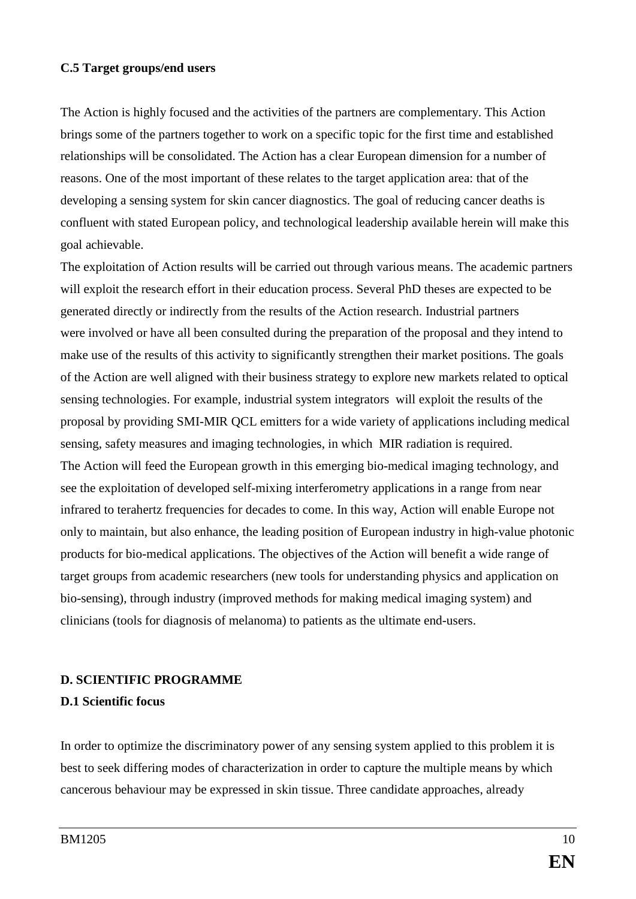**C.5 Target groups/end users**

The Action is highly focused and the activities of the partners are complementary. This Action brings some of the partners together to work on a specific topic for the first time and established relationships will be consolidated. The Action has a clear European dimension for a number of reasons. One of the most important of these relates to the target application area: that of the developing a sensing system for skin cancer diagnostics. The goal of reducing cancer deaths is confluent with stated European policy, and technological leadership available herein will make this goal achievable.

The exploitation of Action results will be carried out through various means. The academic partners will exploit the research effort in their education process. Several PhD theses are expected to be generated directly or indirectly from the results of the Action research. Industrial partners were involved or have all been consulted during the preparation of the proposal and they intend to make use of the results of this activity to significantly strengthen their market positions. The goals of the Action are well aligned with their business strategy to explore new markets related to optical sensing technologies. For example, industrial system integrators will exploit the results of the proposal by providing SMI-MIR QCL emitters for a wide variety of applications including medical sensing, safety measures and imaging technologies, in which MIR radiation is required.

The Action will feed the European growth in this emerging bio-medical imaging technology, and see the exploitation of developed self-mixing interferometry applications in a range from near infrared to terahertz frequencies for decades to come. In this way, Action will enable Europe not only to maintain, but also enhance, the leading position of European industry in high-value photonic products for bio-medical applications. The objectives of the Action will benefit a wide range of target groups from academic researchers (new tools for understanding physics and application on bio-sensing), through industry (improved methods for making medical imaging system) and clinicians (tools for diagnosis of melanoma) to patients as the ultimate end-users.

## D. SCIENTIFIC PROGRAMME

### D.1 Scientific focus

In order to optimize the discriminatory power of any sensing system applied to this problem it is best to seek differing modes of characterization in order to capture the multiple means by which cancerous behaviour may be expressed in skin tissue. Three candidate approaches, already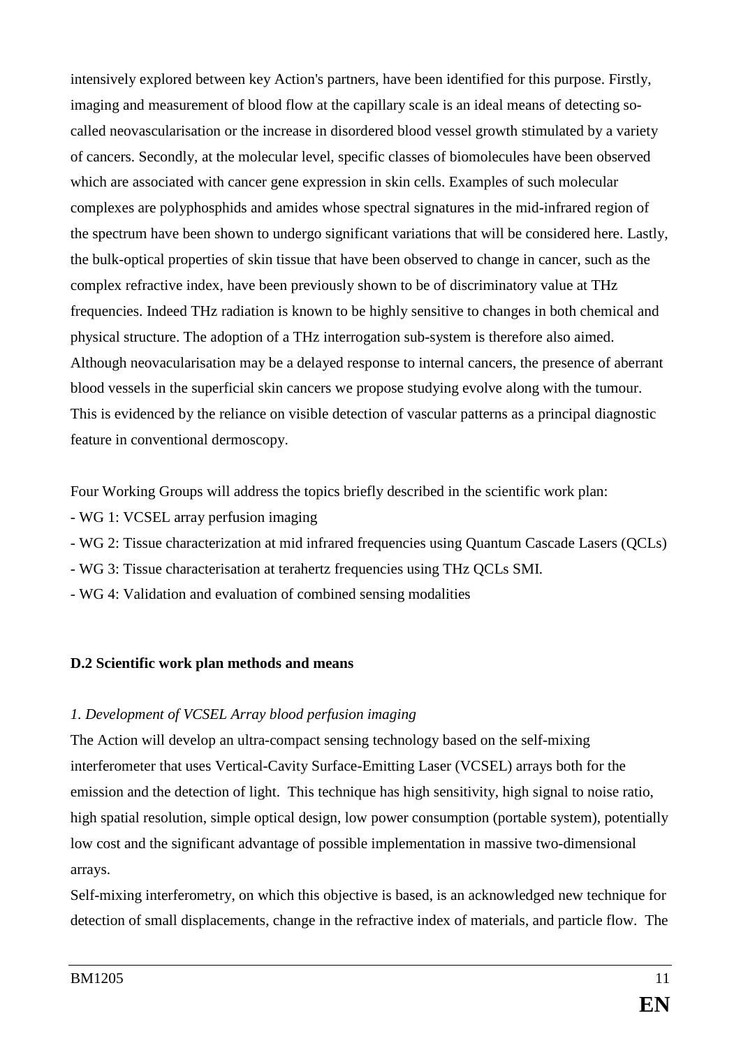intensively explored between key Action's partners, have been identified for this purpose. Firstly, imaging and measurement of blood flow at the capillary scale is an ideal means of detecting so-called neovascularisation or the increase in disordered blood vessel growth stimulated by a variety of cancers. Secondly, at the molecular level, specific classes of biomolecules have been observed which are associated with cancer gene expression in skin cells. Examples of such molecular complexes are polyphosphids and amides whose spectral signatures in the mid-infrared region of the spectrum have been shown to undergo significant variations that will be considered here. Lastly, the bulk-optical properties of skin tissue that have been observed to change in cancer, such as the complex refractive index, have been previously shown to be of discriminatory value at THz frequencies. Indeed THz radiation is known to be highly sensitive to changes in both chemical and physical structure. The adoption of a THz interrogation sub-system is therefore also aimed. Although neovacularisation may be a delayed response to internal cancers, the presence of aberrant blood vessels in the superficial skin cancers we propose studying evolve along with the tumour. This is evidenced by the reliance on visible detection of vascular patterns as a principal diagnostic feature in conventional dermoscopy.

Four Working Groups will address the topics briefly described in the scientific work plan:

- WG 1: VCSEL array perfusion imaging
- WG 2: Tissue characterization at mid infrared frequencies using Quantum Cascade Lasers (QCLs)
- WG 3: Tissue characterisation at terahertz frequencies using THz QCLs SMI.
- WG 4: Validation and evaluation of combined sensing modalities

## D.2 Scientific work plan methods and means

*1. Development of VCSEL Array blood perfusion imaging*

The Action will develop an ultra-compact sensing technology based on the self-mixing interferometer that uses Vertical-Cavity Surface-Emitting Laser (VCSEL) arrays both for the emission and the detection of light. This technique has high sensitivity, high signal to noise ratio, high spatial resolution, simple optical design, low power consumption (portable system), potentially low cost and the significant advantage of possible implementation in massive two-dimensional arrays.

Self-mixing interferometry, on which this objective is based, is an acknowledged new technique for detection of small displacements, change in the refractive index of materials, and particle flow. The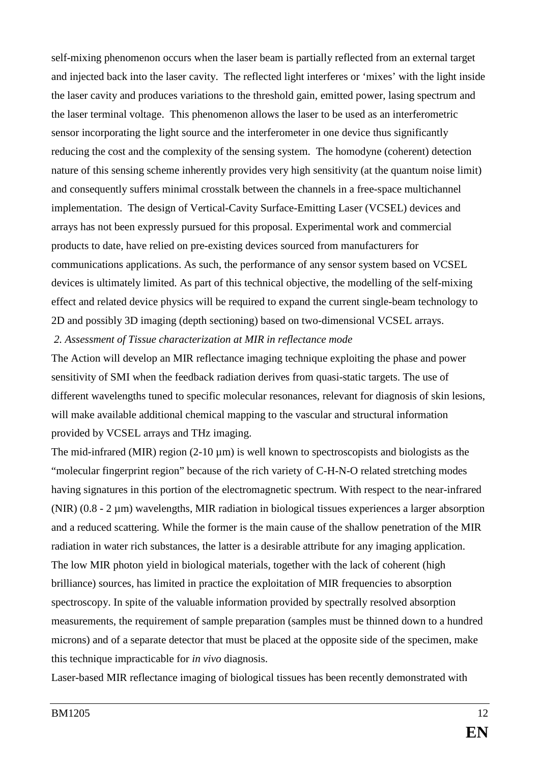self-mixing phenomenon occurs when the laser beam is partially reflected from an external target and injected back into the laser cavity. The reflected light interferes or 'mixes' with the light inside the laser cavity and produces variations to the threshold gain, emitted power, lasing spectrum and the laser terminal voltage. This phenomenon allows the laser to be used as an interferometric sensor incorporating the light source and the interferometer in one device thus significantly reducing the cost and the complexity of the sensing system. The homodyne (coherent) detection nature of this sensing scheme inherently provides very high sensitivity (at the quantum noise limit) and consequently suffers minimal crosstalk between the channels in a free-space multichannel implementation. The design of Vertical-Cavity Surface-Emitting Laser (VCSEL) devices and arrays has not been expressly pursued for this proposal. Experimental work and commercial products to date, have relied on pre-existing devices sourced from manufacturers for communications applications. As such, the performance of any sensor system based on VCSEL devices is ultimately limited. As part of this technical objective, the modelling of the self-mixing effect and related device physics will be required to expand the current single-beam technology to 2D and possibly 3D imaging (depth sectioning) based on two-dimensional VCSEL arrays.

*2. Assessment of Tissue characterization at MIR in reflectance mode*

The Action will develop an MIR reflectance imaging technique exploiting the phase and power sensitivity of SMI when the feedback radiation derives from quasi-static targets. The use of different wavelengths tuned to specific molecular resonances, relevant for diagnosis of skin lesions, will make available additional chemical mapping to the vascular and structural information provided by VCSEL arrays and THz imaging.

The mid-infrared (MIR) region (2-10 µm) is well known to spectroscopists and biologists as the "molecular fingerprint region" because of the rich variety of C-H-N-O related stretching modes having signatures in this portion of the electromagnetic spectrum. With respect to the near-infrared (NIR) (0.8 - 2 µm) wavelengths, MIR radiation in biological tissues experiences a larger absorption and a reduced scattering. While the former is the main cause of the shallow penetration of the MIR radiation in water rich substances, the latter is a desirable attribute for any imaging application. The low MIR photon yield in biological materials, together with the lack of coherent (high brilliance) sources, has limited in practice the exploitation of MIR frequencies to absorption spectroscopy. In spite of the valuable information provided by spectrally resolved absorption measurements, the requirement of sample preparation (samples must be thinned down to a hundred microns) and of a separate detector that must be placed at the opposite side of the specimen, make this technique impracticable for *in vivo* diagnosis.

Laser-based MIR reflectance imaging of biological tissues has been recently demonstrated with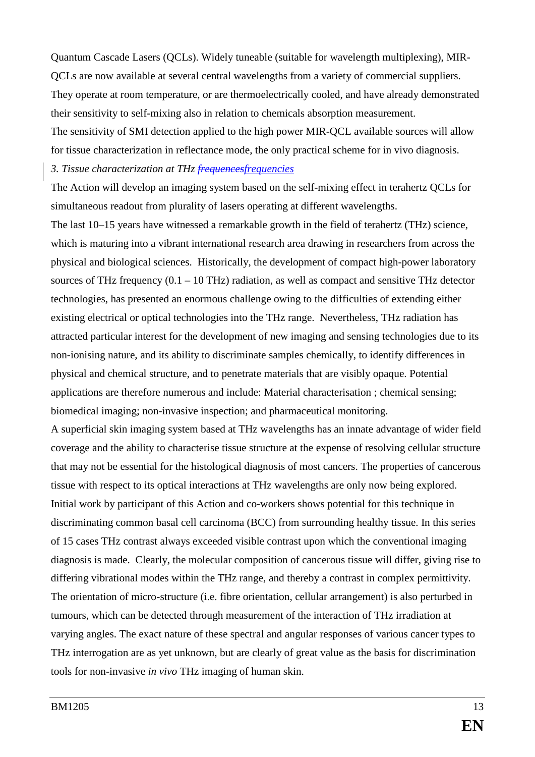Quantum Cascade Lasers (QCLs). Widely tuneable (suitable for wavelength multiplexing), MIR-QCLs are now available at several central wavelengths from a variety of commercial suppliers. They operate at room temperature, or are thermoelectrically cooled, and have already demonstrated their sensitivity to self-mixing also in relation to chemicals absorption measurement.

The sensitivity of SMI detection applied to the high power MIR-QCL available sources will allow for tissue characterization in reflectance mode, the only practical scheme for in vivo diagnosis.

*3. Tissue characterization at THz ~~frequences~~frequencies*

The Action will develop an imaging system based on the self-mixing effect in terahertz QCLs for simultaneous readout from plurality of lasers operating at different wavelengths.

The last 10–15 years have witnessed a remarkable growth in the field of terahertz (THz) science, which is maturing into a vibrant international research area drawing in researchers from across the physical and biological sciences. Historically, the development of compact high-power laboratory sources of THz frequency (0.1 – 10 THz) radiation, as well as compact and sensitive THz detector technologies, has presented an enormous challenge owing to the difficulties of extending either existing electrical or optical technologies into the THz range. Nevertheless, THz radiation has attracted particular interest for the development of new imaging and sensing technologies due to its non-ionising nature, and its ability to discriminate samples chemically, to identify differences in physical and chemical structure, and to penetrate materials that are visibly opaque. Potential applications are therefore numerous and include: Material characterisation ; chemical sensing; biomedical imaging; non-invasive inspection; and pharmaceutical monitoring.

A superficial skin imaging system based at THz wavelengths has an innate advantage of wider field coverage and the ability to characterise tissue structure at the expense of resolving cellular structure that may not be essential for the histological diagnosis of most cancers. The properties of cancerous tissue with respect to its optical interactions at THz wavelengths are only now being explored. Initial work by participant of this Action and co-workers shows potential for this technique in discriminating common basal cell carcinoma (BCC) from surrounding healthy tissue. In this series of 15 cases THz contrast always exceeded visible contrast upon which the conventional imaging diagnosis is made. Clearly, the molecular composition of cancerous tissue will differ, giving rise to differing vibrational modes within the THz range, and thereby a contrast in complex permittivity. The orientation of micro-structure (i.e. fibre orientation, cellular arrangement) is also perturbed in tumours, which can be detected through measurement of the interaction of THz irradiation at varying angles. The exact nature of these spectral and angular responses of various cancer types to THz interrogation are as yet unknown, but are clearly of great value as the basis for discrimination tools for non-invasive *in vivo* THz imaging of human skin.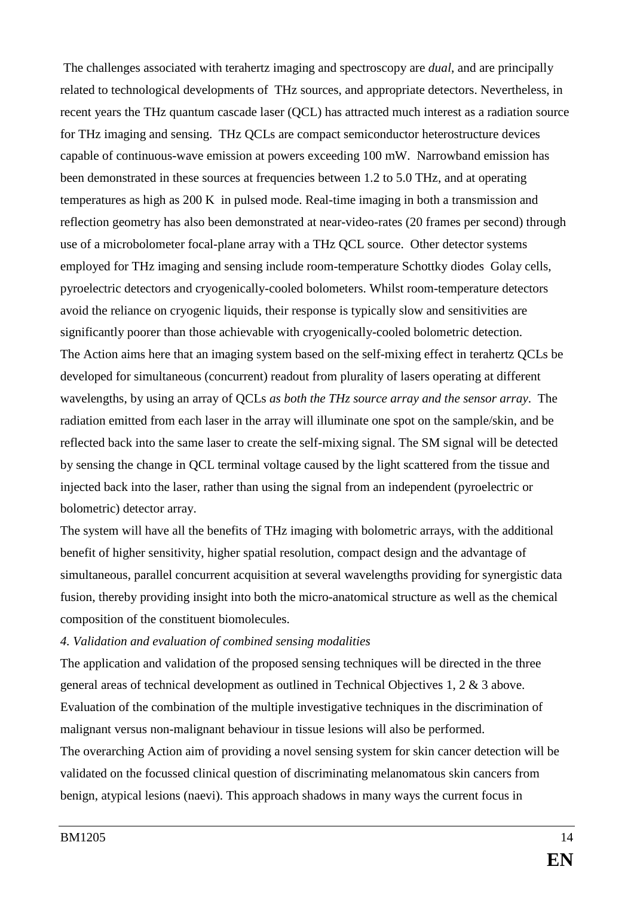The challenges associated with terahertz imaging and spectroscopy are *dual*, and are principally related to technological developments of THz sources, and appropriate detectors. Nevertheless, in recent years the THz quantum cascade laser (QCL) has attracted much interest as a radiation source for THz imaging and sensing. THz QCLs are compact semiconductor heterostructure devices capable of continuous-wave emission at powers exceeding 100 mW. Narrowband emission has been demonstrated in these sources at frequencies between 1.2 to 5.0 THz, and at operating temperatures as high as 200 K in pulsed mode. Real-time imaging in both a transmission and reflection geometry has also been demonstrated at near-video-rates (20 frames per second) through use of a microbolometer focal-plane array with a THz QCL source. Other detector systems employed for THz imaging and sensing include room-temperature Schottky diodes Golay cells, pyroelectric detectors and cryogenically-cooled bolometers. Whilst room-temperature detectors avoid the reliance on cryogenic liquids, their response is typically slow and sensitivities are significantly poorer than those achievable with cryogenically-cooled bolometric detection.

The Action aims here that an imaging system based on the self-mixing effect in terahertz QCLs be developed for simultaneous (concurrent) readout from plurality of lasers operating at different wavelengths, by using an array of QCLs *as both the THz source array and the sensor array*. The radiation emitted from each laser in the array will illuminate one spot on the sample/skin, and be reflected back into the same laser to create the self-mixing signal. The SM signal will be detected by sensing the change in QCL terminal voltage caused by the light scattered from the tissue and injected back into the laser, rather than using the signal from an independent (pyroelectric or bolometric) detector array.

The system will have all the benefits of THz imaging with bolometric arrays, with the additional benefit of higher sensitivity, higher spatial resolution, compact design and the advantage of simultaneous, parallel concurrent acquisition at several wavelengths providing for synergistic data fusion, thereby providing insight into both the micro-anatomical structure as well as the chemical composition of the constituent biomolecules.

*4. Validation and evaluation of combined sensing modalities*

The application and validation of the proposed sensing techniques will be directed in the three general areas of technical development as outlined in Technical Objectives 1, 2 & 3 above. Evaluation of the combination of the multiple investigative techniques in the discrimination of malignant versus non-malignant behaviour in tissue lesions will also be performed.

The overarching Action aim of providing a novel sensing system for skin cancer detection will be validated on the focussed clinical question of discriminating melanomatous skin cancers from benign, atypical lesions (naevi). This approach shadows in many ways the current focus in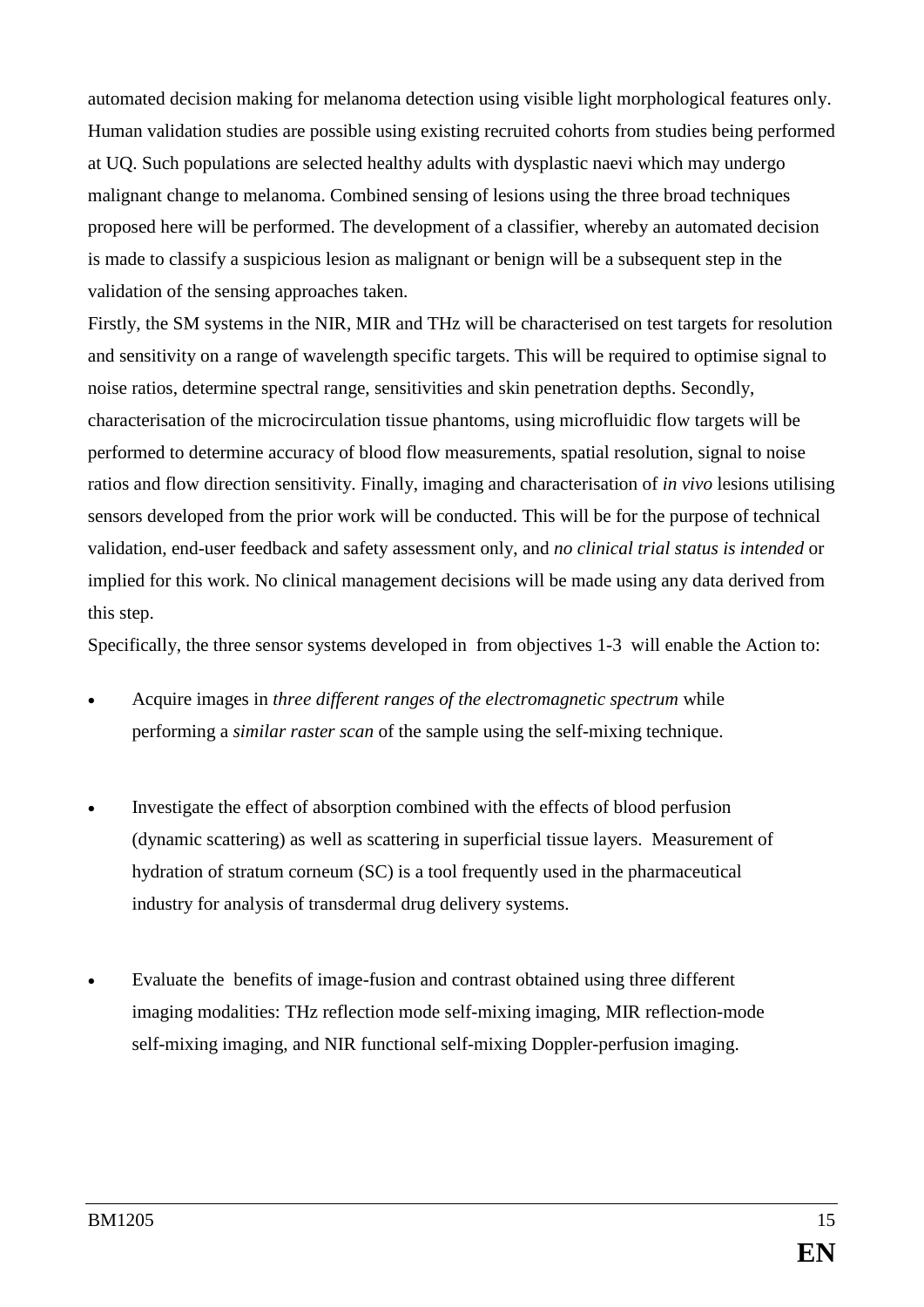automated decision making for melanoma detection using visible light morphological features only. Human validation studies are possible using existing recruited cohorts from studies being performed at UQ. Such populations are selected healthy adults with dysplastic naevi which may undergo malignant change to melanoma. Combined sensing of lesions using the three broad techniques proposed here will be performed. The development of a classifier, whereby an automated decision is made to classify a suspicious lesion as malignant or benign will be a subsequent step in the validation of the sensing approaches taken.

Firstly, the SM systems in the NIR, MIR and THz will be characterised on test targets for resolution and sensitivity on a range of wavelength specific targets. This will be required to optimise signal to noise ratios, determine spectral range, sensitivities and skin penetration depths. Secondly, characterisation of the microcirculation tissue phantoms, using microfluidic flow targets will be performed to determine accuracy of blood flow measurements, spatial resolution, signal to noise ratios and flow direction sensitivity. Finally, imaging and characterisation of *in vivo* lesions utilising sensors developed from the prior work will be conducted. This will be for the purpose of technical validation, end-user feedback and safety assessment only, and *no clinical trial status is intended* or implied for this work. No clinical management decisions will be made using any data derived from this step.

Specifically, the three sensor systems developed in from objectives 1-3 will enable the Action to:

- Acquire images in *three different ranges of the electromagnetic spectrum* while performing a *similar raster scan* of the sample using the self-mixing technique.

- Investigate the effect of absorption combined with the effects of blood perfusion (dynamic scattering) as well as scattering in superficial tissue layers. Measurement of hydration of stratum corneum (SC) is a tool frequently used in the pharmaceutical industry for analysis of transdermal drug delivery systems.

- Evaluate the benefits of image-fusion and contrast obtained using three different imaging modalities: THz reflection mode self-mixing imaging, MIR reflection-mode self-mixing imaging, and NIR functional self-mixing Doppler-perfusion imaging.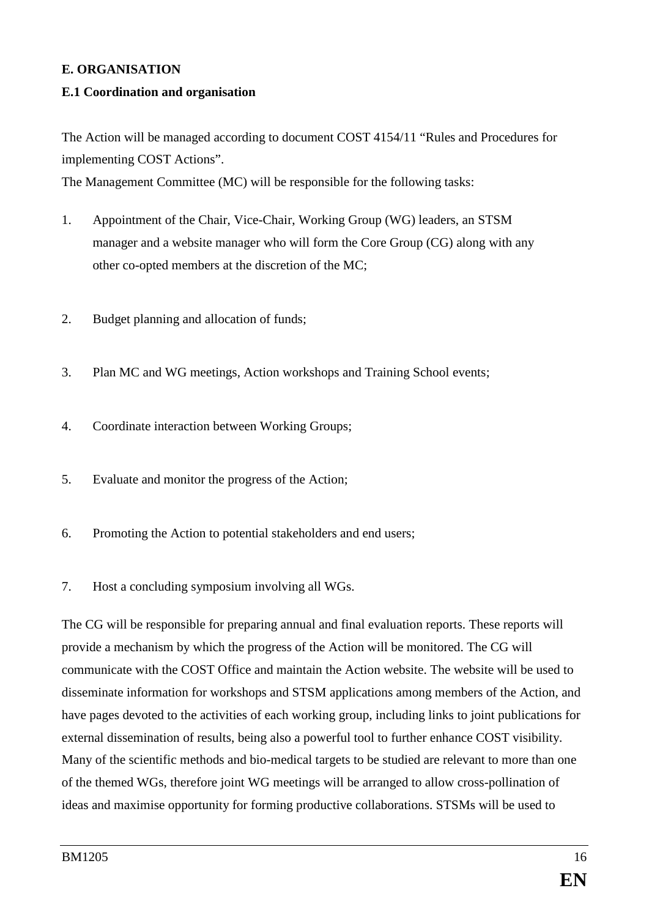**E. ORGANISATION**

**E.1 Coordination and organisation**

The Action will be managed according to document COST 4154/11 “Rules and Procedures for implementing COST Actions”.

The Management Committee (MC) will be responsible for the following tasks:

1. Appointment of the Chair, Vice-Chair, Working Group (WG) leaders, an STSM manager and a website manager who will form the Core Group (CG) along with any other co-opted members at the discretion of the MC;

2. Budget planning and allocation of funds;

3. Plan MC and WG meetings, Action workshops and Training School events;

4. Coordinate interaction between Working Groups;

5. Evaluate and monitor the progress of the Action;

6. Promoting the Action to potential stakeholders and end users;

7. Host a concluding symposium involving all WGs.

The CG will be responsible for preparing annual and final evaluation reports. These reports will provide a mechanism by which the progress of the Action will be monitored. The CG will communicate with the COST Office and maintain the Action website. The website will be used to disseminate information for workshops and STSM applications among members of the Action, and have pages devoted to the activities of each working group, including links to joint publications for external dissemination of results, being also a powerful tool to further enhance COST visibility. Many of the scientific methods and bio-medical targets to be studied are relevant to more than one of the themed WGs, therefore joint WG meetings will be arranged to allow cross-pollination of ideas and maximise opportunity for forming productive collaborations. STSMs will be used to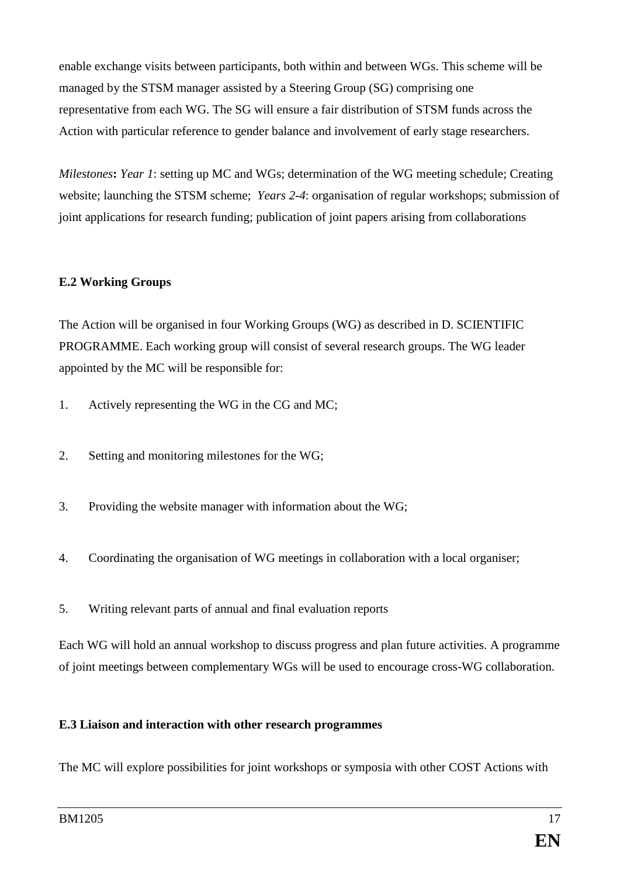enable exchange visits between participants, both within and between WGs. This scheme will be managed by the STSM manager assisted by a Steering Group (SG) comprising one representative from each WG. The SG will ensure a fair distribution of STSM funds across the Action with particular reference to gender balance and involvement of early stage researchers.

*Milestones***:** *Year 1*: setting up MC and WGs; determination of the WG meeting schedule; Creating website; launching the STSM scheme; *Years 2-4*: organisation of regular workshops; submission of joint applications for research funding; publication of joint papers arising from collaborations

**E.2 Working Groups**

The Action will be organised in four Working Groups (WG) as described in D. SCIENTIFIC PROGRAMME. Each working group will consist of several research groups. The WG leader appointed by the MC will be responsible for:

1. Actively representing the WG in the CG and MC;
2. Setting and monitoring milestones for the WG;
3. Providing the website manager with information about the WG;
4. Coordinating the organisation of WG meetings in collaboration with a local organiser;
5. Writing relevant parts of annual and final evaluation reports

Each WG will hold an annual workshop to discuss progress and plan future activities. A programme of joint meetings between complementary WGs will be used to encourage cross-WG collaboration.

**E.3 Liaison and interaction with other research programmes**

The MC will explore possibilities for joint workshops or symposia with other COST Actions with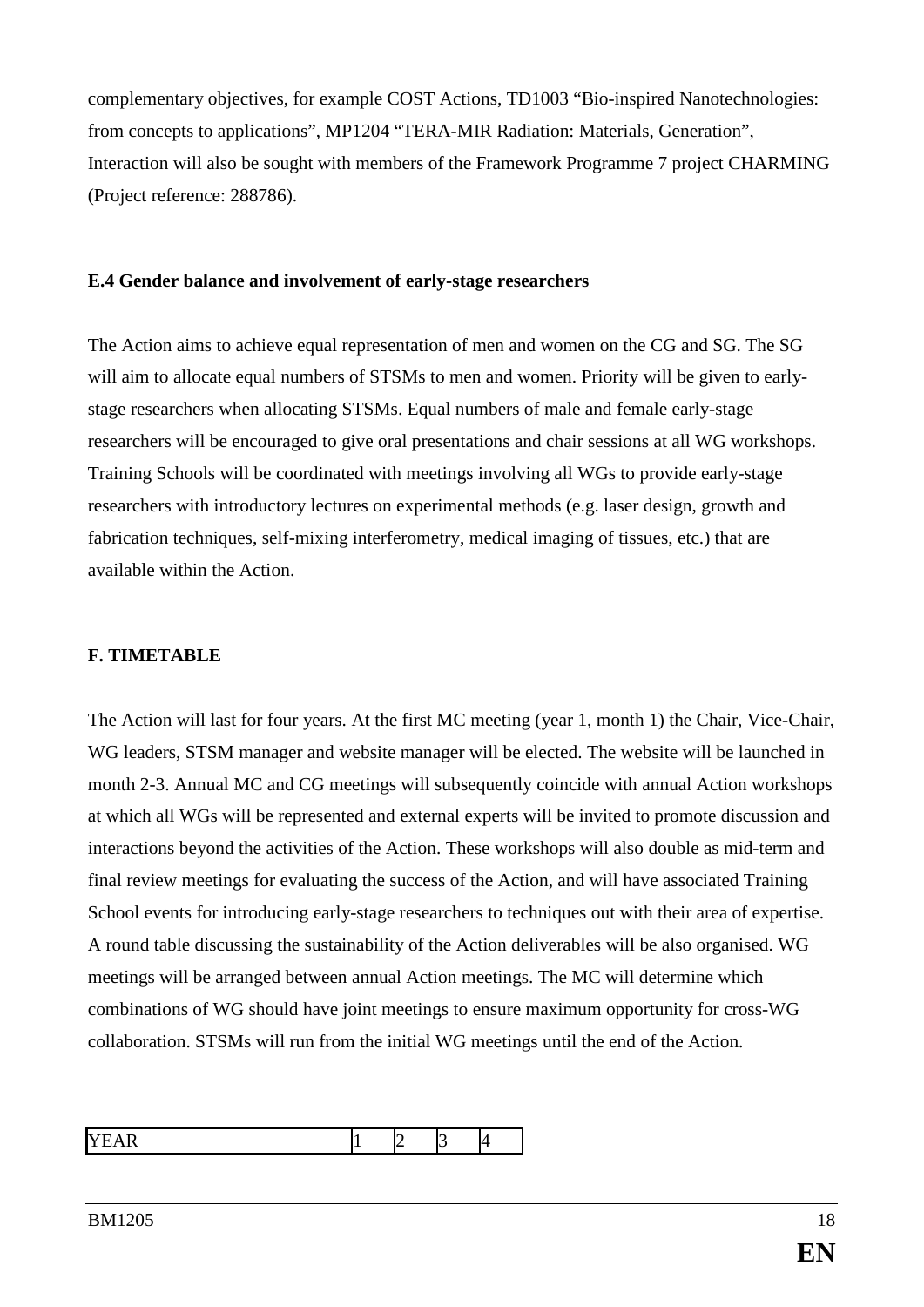complementary objectives, for example COST Actions, TD1003 “Bio-inspired Nanotechnologies: from concepts to applications”, MP1204 “TERA-MIR Radiation: Materials, Generation”, Interaction will also be sought with members of the Framework Programme 7 project CHARMING (Project reference: 288786).

**E.4 Gender balance and involvement of early-stage researchers**

The Action aims to achieve equal representation of men and women on the CG and SG. The SG will aim to allocate equal numbers of STSMs to men and women. Priority will be given to early-stage researchers when allocating STSMs. Equal numbers of male and female early-stage researchers will be encouraged to give oral presentations and chair sessions at all WG workshops. Training Schools will be coordinated with meetings involving all WGs to provide early-stage researchers with introductory lectures on experimental methods (e.g. laser design, growth and fabrication techniques, self-mixing interferometry, medical imaging of tissues, etc.) that are available within the Action.

## F. TIMETABLE

The Action will last for four years. At the first MC meeting (year 1, month 1) the Chair, Vice-Chair, WG leaders, STSM manager and website manager will be elected. The website will be launched in month 2-3. Annual MC and CG meetings will subsequently coincide with annual Action workshops at which all WGs will be represented and external experts will be invited to promote discussion and interactions beyond the activities of the Action. These workshops will also double as mid-term and final review meetings for evaluating the success of the Action, and will have associated Training School events for introducing early-stage researchers to techniques out with their area of expertise. A round table discussing the sustainability of the Action deliverables will be also organised. WG meetings will be arranged between annual Action meetings. The MC will determine which combinations of WG should have joint meetings to ensure maximum opportunity for cross-WG collaboration. STSMs will run from the initial WG meetings until the end of the Action.

| YEAR | 1 | 2 | 3 | 4 |
|---|---|---|---|---|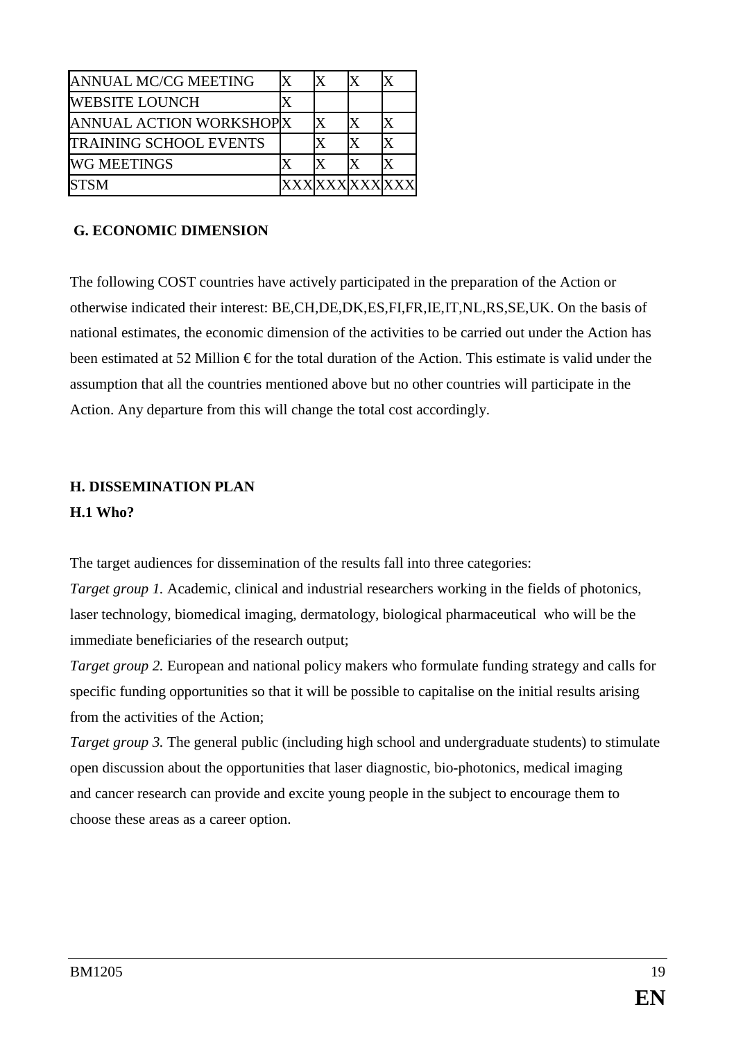| ANNUAL MC/CG MEETING | X | X | X | X |
|---|---|---|---|---|
| WEBSITE LOUNCH | X | | | |
| ANNUAL ACTION WORKSHOP | X | X | X | X |
| TRAINING SCHOOL EVENTS | | X | X | X |
| WG MEETINGS | X | X | X | X |
| STSM | XXX | XXX | XXX | XXX |

## G. ECONOMIC DIMENSION

The following COST countries have actively participated in the preparation of the Action or otherwise indicated their interest: BE,CH,DE,DK,ES,FI,FR,IE,IT,NL,RS,SE,UK. On the basis of national estimates, the economic dimension of the activities to be carried out under the Action has been estimated at 52 Million € for the total duration of the Action. This estimate is valid under the assumption that all the countries mentioned above but no other countries will participate in the Action. Any departure from this will change the total cost accordingly.

## H. DISSEMINATION PLAN

### H.1 Who?

The target audiences for dissemination of the results fall into three categories:

*Target group 1.* Academic, clinical and industrial researchers working in the fields of photonics, laser technology, biomedical imaging, dermatology, biological pharmaceutical who will be the immediate beneficiaries of the research output;

*Target group 2.* European and national policy makers who formulate funding strategy and calls for specific funding opportunities so that it will be possible to capitalise on the initial results arising from the activities of the Action;

*Target group 3.* The general public (including high school and undergraduate students) to stimulate open discussion about the opportunities that laser diagnostic, bio-photonics, medical imaging and cancer research can provide and excite young people in the subject to encourage them to choose these areas as a career option.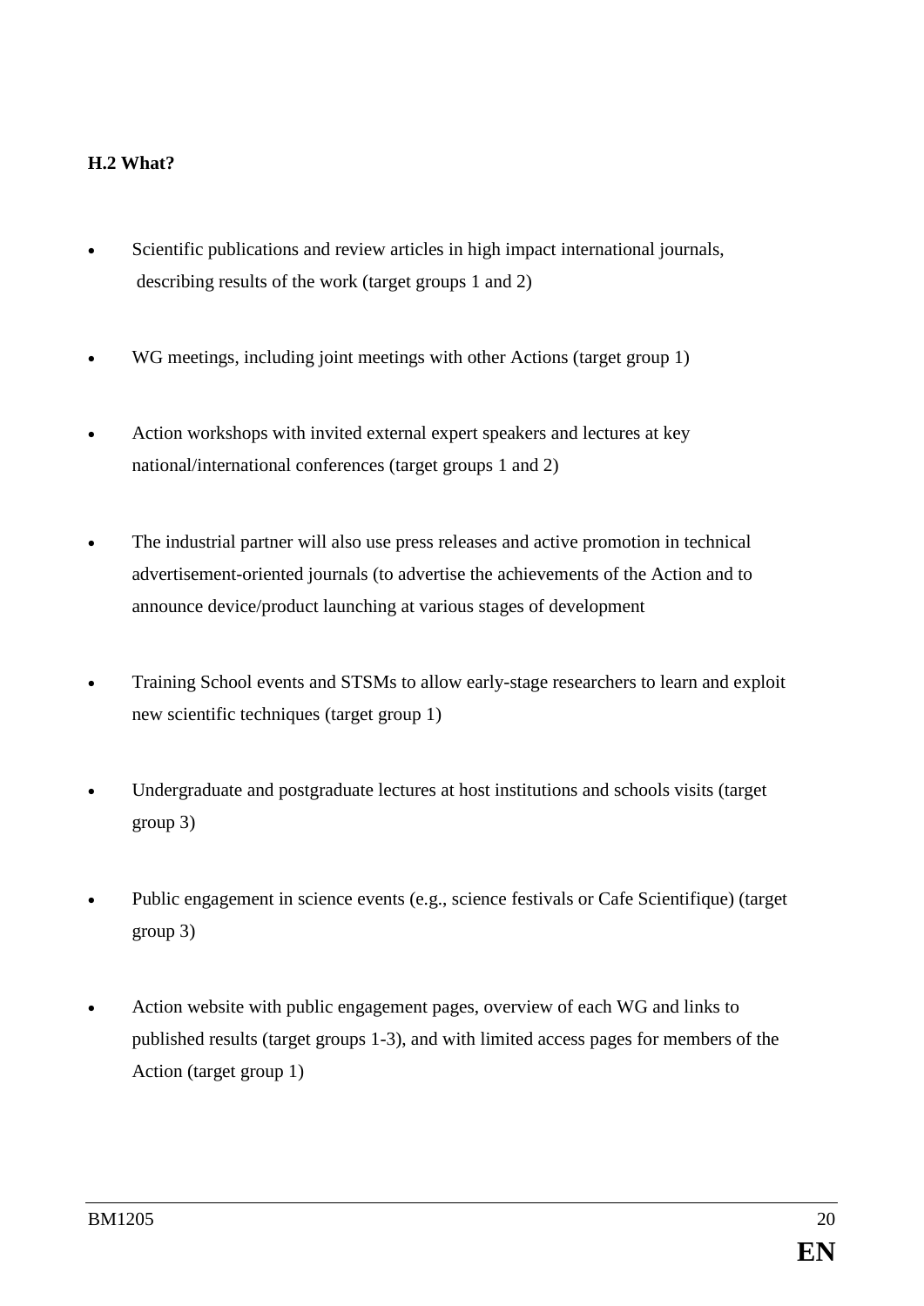**H.2 What?**

- Scientific publications and review articles in high impact international journals, describing results of the work (target groups 1 and 2)
- WG meetings, including joint meetings with other Actions (target group 1)
- Action workshops with invited external expert speakers and lectures at key national/international conferences (target groups 1 and 2)
- The industrial partner will also use press releases and active promotion in technical advertisement-oriented journals (to advertise the achievements of the Action and to announce device/product launching at various stages of development
- Training School events and STSMs to allow early-stage researchers to learn and exploit new scientific techniques (target group 1)
- Undergraduate and postgraduate lectures at host institutions and schools visits (target group 3)
- Public engagement in science events (e.g., science festivals or Cafe Scientifique) (target group 3)
- Action website with public engagement pages, overview of each WG and links to published results (target groups 1-3), and with limited access pages for members of the Action (target group 1)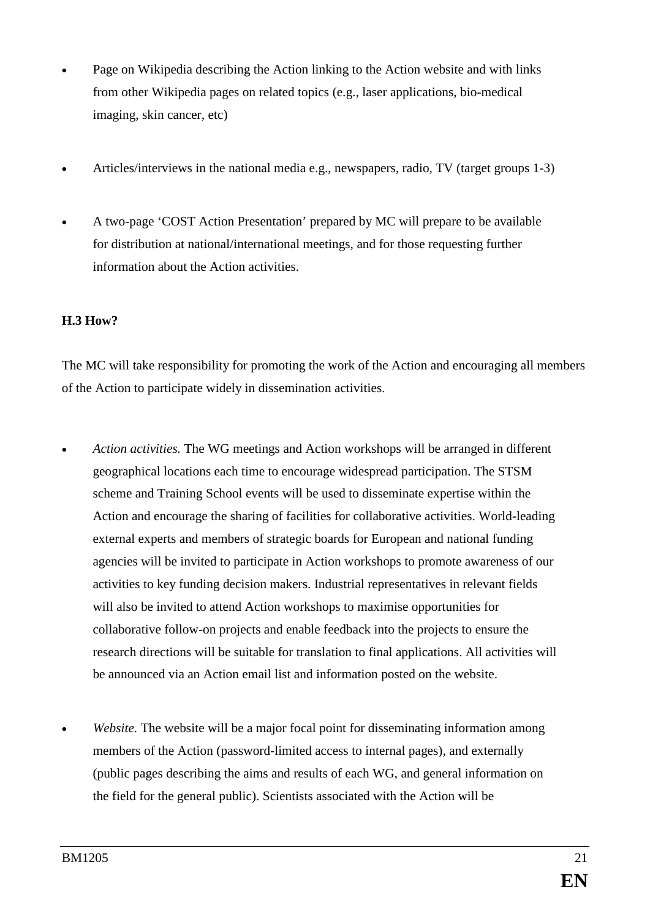- Page on Wikipedia describing the Action linking to the Action website and with links from other Wikipedia pages on related topics (e.g., laser applications, bio-medical imaging, skin cancer, etc)

- Articles/interviews in the national media e.g., newspapers, radio, TV (target groups 1-3)

- A two-page 'COST Action Presentation' prepared by MC will prepare to be available for distribution at national/international meetings, and for those requesting further information about the Action activities.

**H.3 How?**

The MC will take responsibility for promoting the work of the Action and encouraging all members of the Action to participate widely in dissemination activities.

- *Action activities.* The WG meetings and Action workshops will be arranged in different geographical locations each time to encourage widespread participation. The STSM scheme and Training School events will be used to disseminate expertise within the Action and encourage the sharing of facilities for collaborative activities. World-leading external experts and members of strategic boards for European and national funding agencies will be invited to participate in Action workshops to promote awareness of our activities to key funding decision makers. Industrial representatives in relevant fields will also be invited to attend Action workshops to maximise opportunities for collaborative follow-on projects and enable feedback into the projects to ensure the research directions will be suitable for translation to final applications. All activities will be announced via an Action email list and information posted on the website.

- *Website.* The website will be a major focal point for disseminating information among members of the Action (password-limited access to internal pages), and externally (public pages describing the aims and results of each WG, and general information on the field for the general public). Scientists associated with the Action will be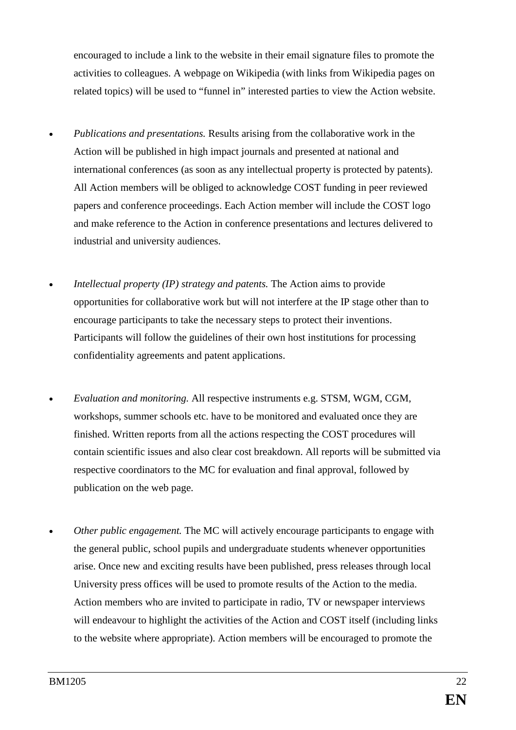encouraged to include a link to the website in their email signature files to promote the activities to colleagues. A webpage on Wikipedia (with links from Wikipedia pages on related topics) will be used to "funnel in" interested parties to view the Action website.

- *Publications and presentations.* Results arising from the collaborative work in the Action will be published in high impact journals and presented at national and international conferences (as soon as any intellectual property is protected by patents). All Action members will be obliged to acknowledge COST funding in peer reviewed papers and conference proceedings. Each Action member will include the COST logo and make reference to the Action in conference presentations and lectures delivered to industrial and university audiences.

- *Intellectual property (IP) strategy and patents.* The Action aims to provide opportunities for collaborative work but will not interfere at the IP stage other than to encourage participants to take the necessary steps to protect their inventions. Participants will follow the guidelines of their own host institutions for processing confidentiality agreements and patent applications.

- *Evaluation and monitoring.* All respective instruments e.g. STSM, WGM, CGM, workshops, summer schools etc. have to be monitored and evaluated once they are finished. Written reports from all the actions respecting the COST procedures will contain scientific issues and also clear cost breakdown. All reports will be submitted via respective coordinators to the MC for evaluation and final approval, followed by publication on the web page.

- *Other public engagement.* The MC will actively encourage participants to engage with the general public, school pupils and undergraduate students whenever opportunities arise. Once new and exciting results have been published, press releases through local University press offices will be used to promote results of the Action to the media. Action members who are invited to participate in radio, TV or newspaper interviews will endeavour to highlight the activities of the Action and COST itself (including links to the website where appropriate). Action members will be encouraged to promote the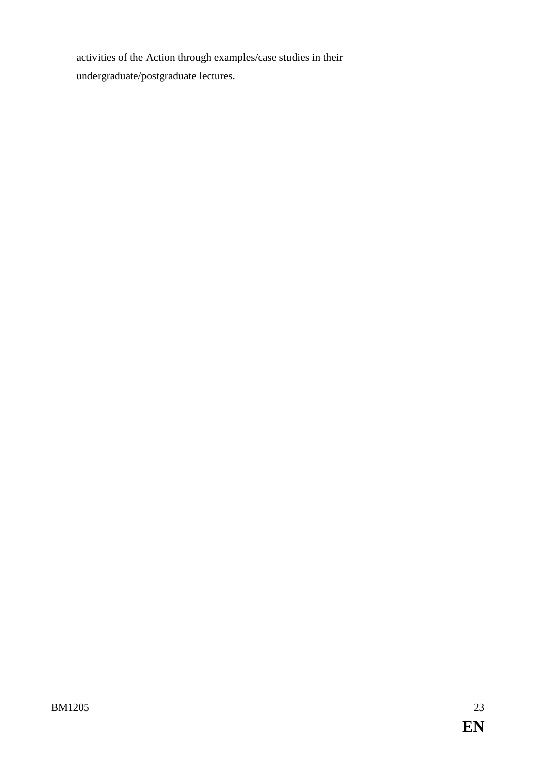activities of the Action through examples/case studies in their undergraduate/postgraduate lectures.